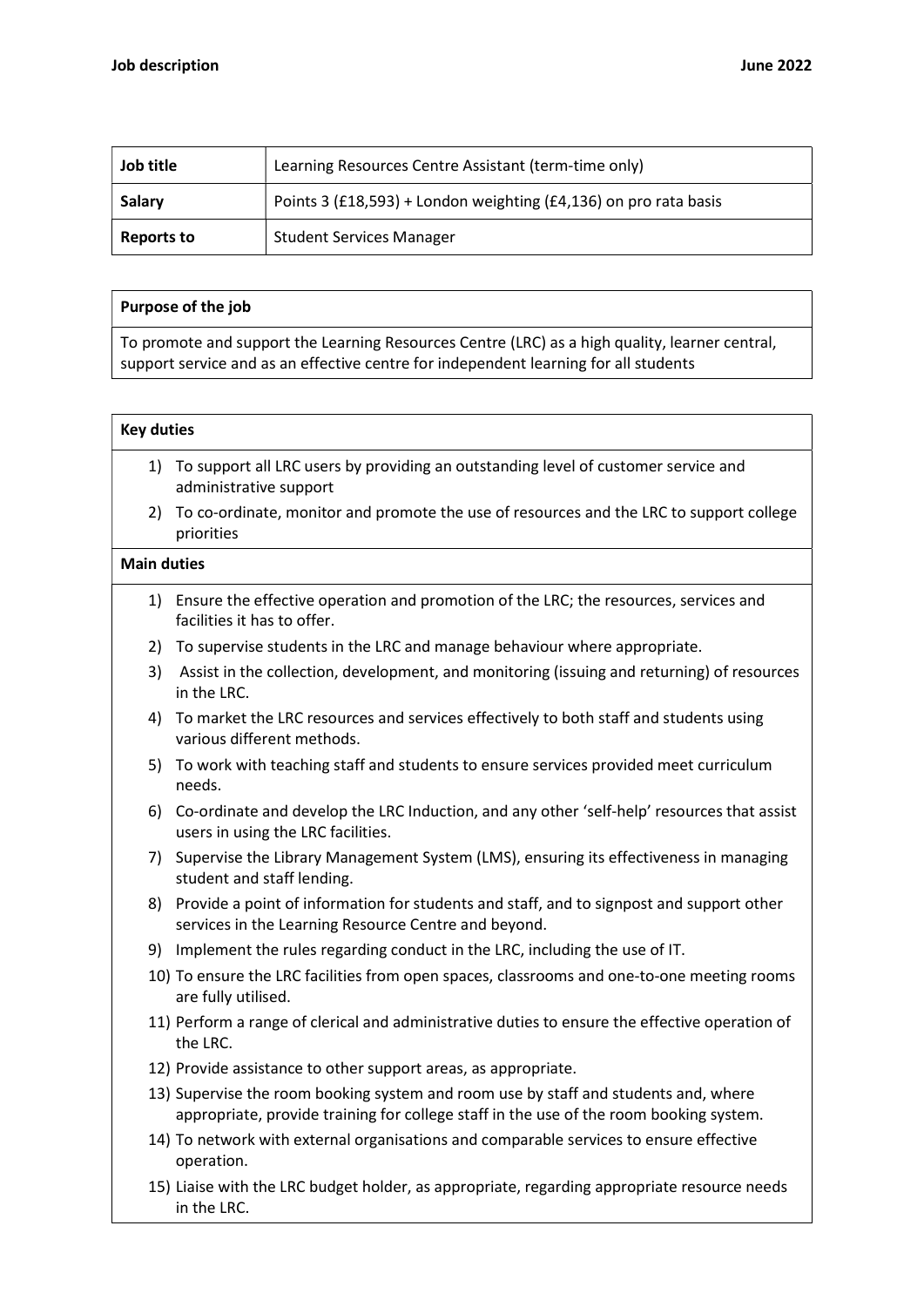**Job description** **June 2022**

| Job title | Learning Resources Centre Assistant (term-time only) |
|---|---|
| Salary | Points 3 (£18,593) + London weighting (£4,136) on pro rata basis |
| Reports to | Student Services Manager |

**Purpose of the job**

To promote and support the Learning Resources Centre (LRC) as a high quality, learner central, support service and as an effective centre for independent learning for all students

**Key duties**

1) To support all LRC users by providing an outstanding level of customer service and administrative support
2) To co-ordinate, monitor and promote the use of resources and the LRC to support college priorities

**Main duties**

1) Ensure the effective operation and promotion of the LRC; the resources, services and facilities it has to offer.
2) To supervise students in the LRC and manage behaviour where appropriate.
3) Assist in the collection, development, and monitoring (issuing and returning) of resources in the LRC.
4) To market the LRC resources and services effectively to both staff and students using various different methods.
5) To work with teaching staff and students to ensure services provided meet curriculum needs.
6) Co-ordinate and develop the LRC Induction, and any other 'self-help' resources that assist users in using the LRC facilities.
7) Supervise the Library Management System (LMS), ensuring its effectiveness in managing student and staff lending.
8) Provide a point of information for students and staff, and to signpost and support other services in the Learning Resource Centre and beyond.
9) Implement the rules regarding conduct in the LRC, including the use of IT.
10) To ensure the LRC facilities from open spaces, classrooms and one-to-one meeting rooms are fully utilised.
11) Perform a range of clerical and administrative duties to ensure the effective operation of the LRC.
12) Provide assistance to other support areas, as appropriate.
13) Supervise the room booking system and room use by staff and students and, where appropriate, provide training for college staff in the use of the room booking system.
14) To network with external organisations and comparable services to ensure effective operation.
15) Liaise with the LRC budget holder, as appropriate, regarding appropriate resource needs in the LRC.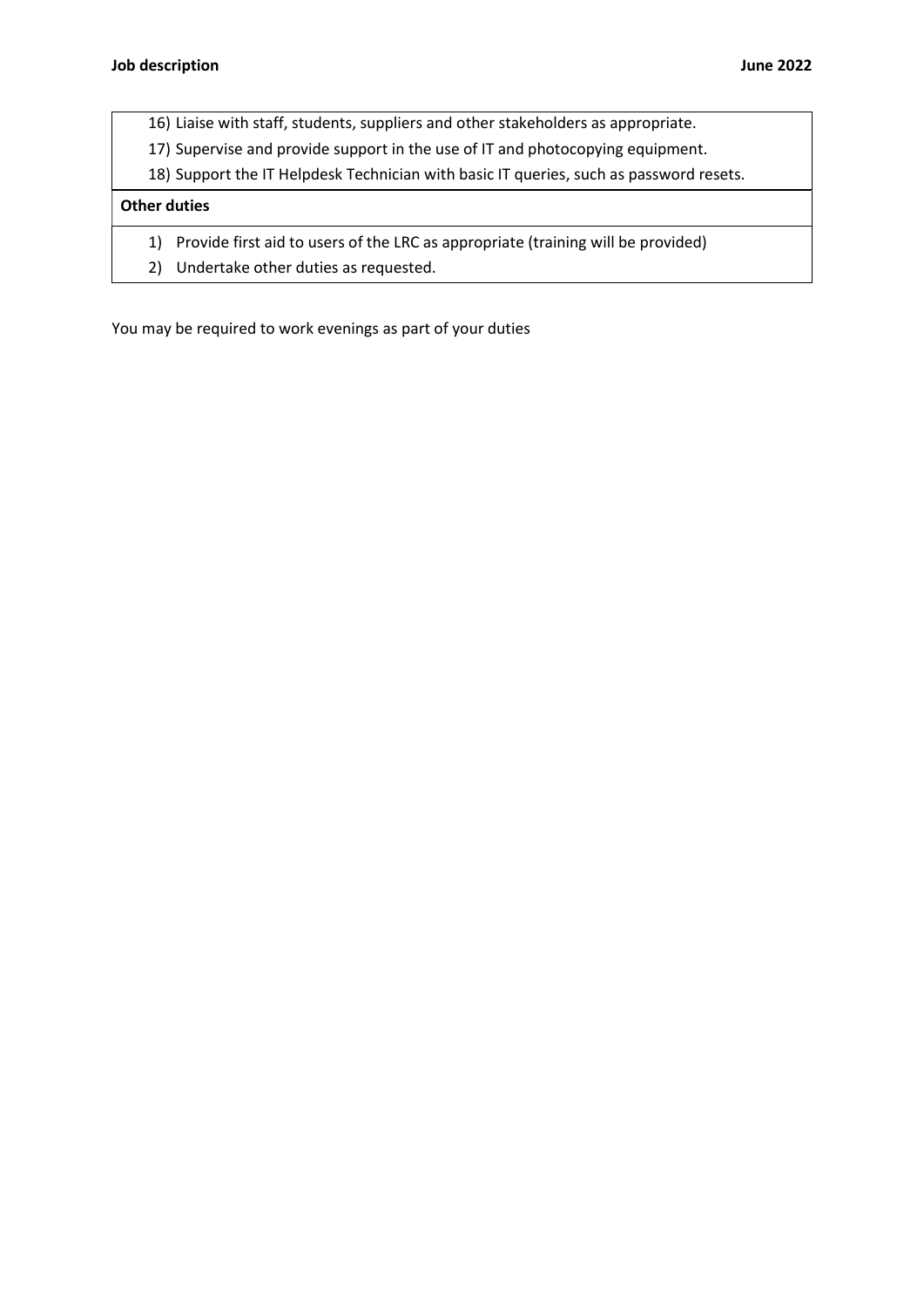16) Liaise with staff, students, suppliers and other stakeholders as appropriate.
17) Supervise and provide support in the use of IT and photocopying equipment.
18) Support the IT Helpdesk Technician with basic IT queries, such as password resets.

**Other duties**

1) Provide first aid to users of the LRC as appropriate (training will be provided)
2) Undertake other duties as requested.

You may be required to work evenings as part of your duties